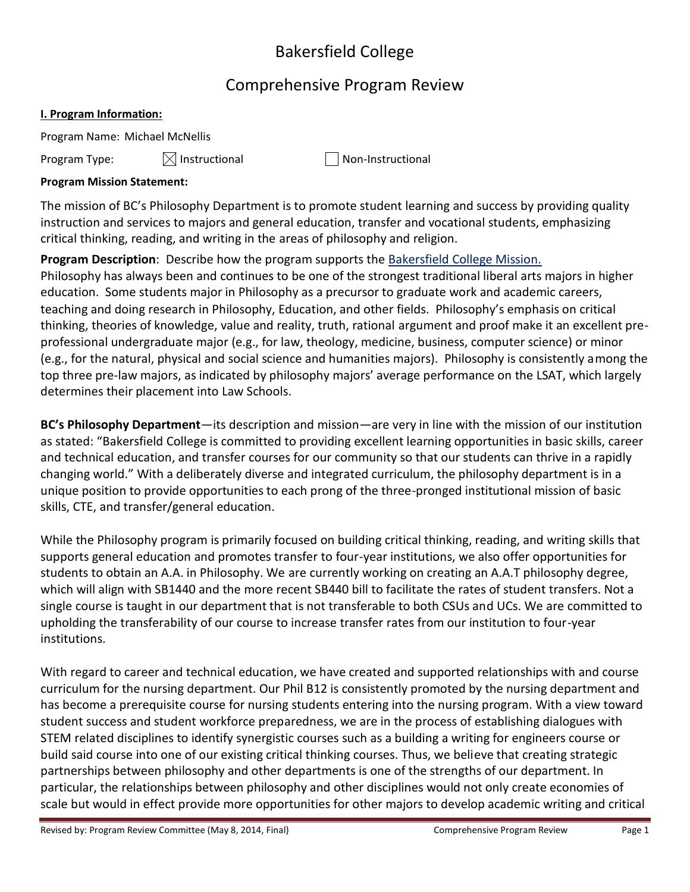# Bakersfield College

## Comprehensive Program Review

**I. Program Information:**

Program Name: Michael McNellis

Program Type: ☒ Instructional ☐ Non-Instructional

**Program Mission Statement:**

The mission of BC's Philosophy Department is to promote student learning and success by providing quality instruction and services to majors and general education, transfer and vocational students, emphasizing critical thinking, reading, and writing in the areas of philosophy and religion.

**Program Description**: Describe how the program supports the Bakersfield College Mission.

Philosophy has always been and continues to be one of the strongest traditional liberal arts majors in higher education. Some students major in Philosophy as a precursor to graduate work and academic careers, teaching and doing research in Philosophy, Education, and other fields. Philosophy's emphasis on critical thinking, theories of knowledge, value and reality, truth, rational argument and proof make it an excellent pre-professional undergraduate major (e.g., for law, theology, medicine, business, computer science) or minor (e.g., for the natural, physical and social science and humanities majors). Philosophy is consistently among the top three pre-law majors, as indicated by philosophy majors' average performance on the LSAT, which largely determines their placement into Law Schools.

**BC's Philosophy Department**—its description and mission—are very in line with the mission of our institution as stated: "Bakersfield College is committed to providing excellent learning opportunities in basic skills, career and technical education, and transfer courses for our community so that our students can thrive in a rapidly changing world." With a deliberately diverse and integrated curriculum, the philosophy department is in a unique position to provide opportunities to each prong of the three-pronged institutional mission of basic skills, CTE, and transfer/general education.

While the Philosophy program is primarily focused on building critical thinking, reading, and writing skills that supports general education and promotes transfer to four-year institutions, we also offer opportunities for students to obtain an A.A. in Philosophy. We are currently working on creating an A.A.T philosophy degree, which will align with SB1440 and the more recent SB440 bill to facilitate the rates of student transfers. Not a single course is taught in our department that is not transferable to both CSUs and UCs. We are committed to upholding the transferability of our course to increase transfer rates from our institution to four-year institutions.

With regard to career and technical education, we have created and supported relationships with and course curriculum for the nursing department. Our Phil B12 is consistently promoted by the nursing department and has become a prerequisite course for nursing students entering into the nursing program. With a view toward student success and student workforce preparedness, we are in the process of establishing dialogues with STEM related disciplines to identify synergistic courses such as a building a writing for engineers course or build said course into one of our existing critical thinking courses. Thus, we believe that creating strategic partnerships between philosophy and other departments is one of the strengths of our department. In particular, the relationships between philosophy and other disciplines would not only create economies of scale but would in effect provide more opportunities for other majors to develop academic writing and critical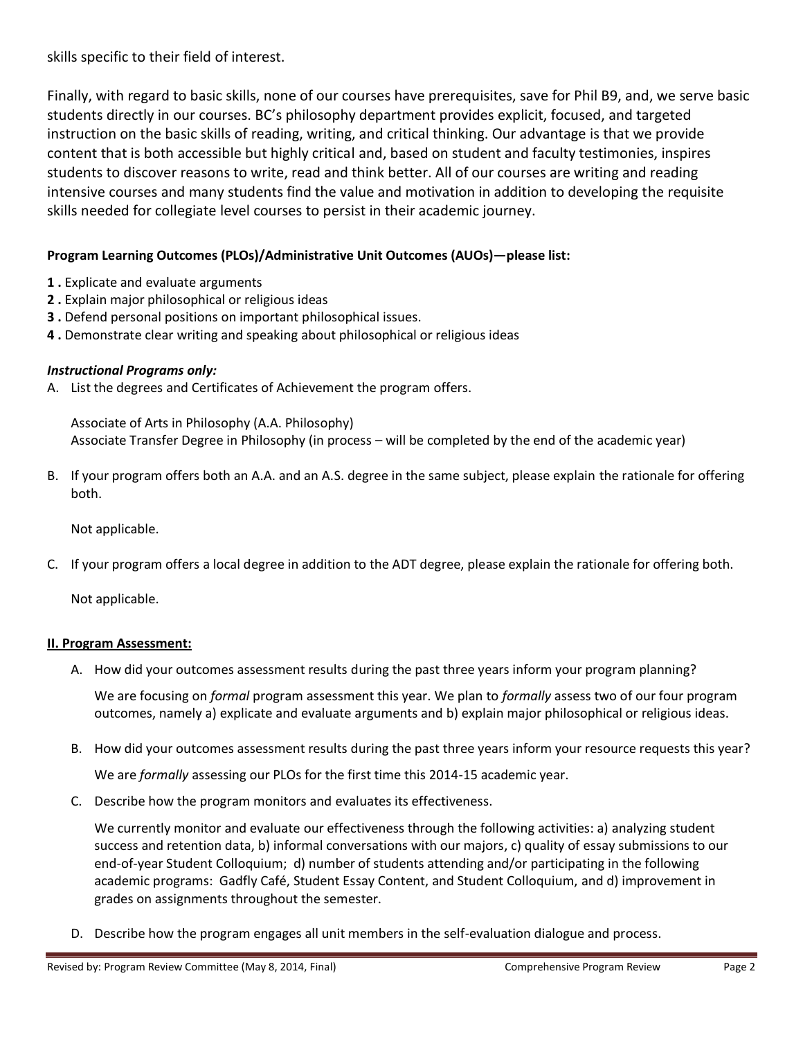skills specific to their field of interest.

Finally, with regard to basic skills, none of our courses have prerequisites, save for Phil B9, and, we serve basic students directly in our courses. BC's philosophy department provides explicit, focused, and targeted instruction on the basic skills of reading, writing, and critical thinking. Our advantage is that we provide content that is both accessible but highly critical and, based on student and faculty testimonies, inspires students to discover reasons to write, read and think better. All of our courses are writing and reading intensive courses and many students find the value and motivation in addition to developing the requisite skills needed for collegiate level courses to persist in their academic journey.

**Program Learning Outcomes (PLOs)/Administrative Unit Outcomes (AUOs)—please list:**

**1 .** Explicate and evaluate arguments
**2 .** Explain major philosophical or religious ideas
**3 .** Defend personal positions on important philosophical issues.
**4 .** Demonstrate clear writing and speaking about philosophical or religious ideas

***Instructional Programs only:***

A. List the degrees and Certificates of Achievement the program offers.

   Associate of Arts in Philosophy (A.A. Philosophy)
   Associate Transfer Degree in Philosophy (in process – will be completed by the end of the academic year)

B. If your program offers both an A.A. and an A.S. degree in the same subject, please explain the rationale for offering both.

   Not applicable.

C. If your program offers a local degree in addition to the ADT degree, please explain the rationale for offering both.

   Not applicable.

**<u>II. Program Assessment:</u>**

A. How did your outcomes assessment results during the past three years inform your program planning?

   We are focusing on *formal* program assessment this year. We plan to *formally* assess two of our four program outcomes, namely a) explicate and evaluate arguments and b) explain major philosophical or religious ideas.

B. How did your outcomes assessment results during the past three years inform your resource requests this year?

   We are *formally* assessing our PLOs for the first time this 2014-15 academic year.

C. Describe how the program monitors and evaluates its effectiveness.

   We currently monitor and evaluate our effectiveness through the following activities: a) analyzing student success and retention data, b) informal conversations with our majors, c) quality of essay submissions to our end-of-year Student Colloquium; d) number of students attending and/or participating in the following academic programs: Gadfly Café, Student Essay Content, and Student Colloquium, and d) improvement in grades on assignments throughout the semester.

D. Describe how the program engages all unit members in the self-evaluation dialogue and process.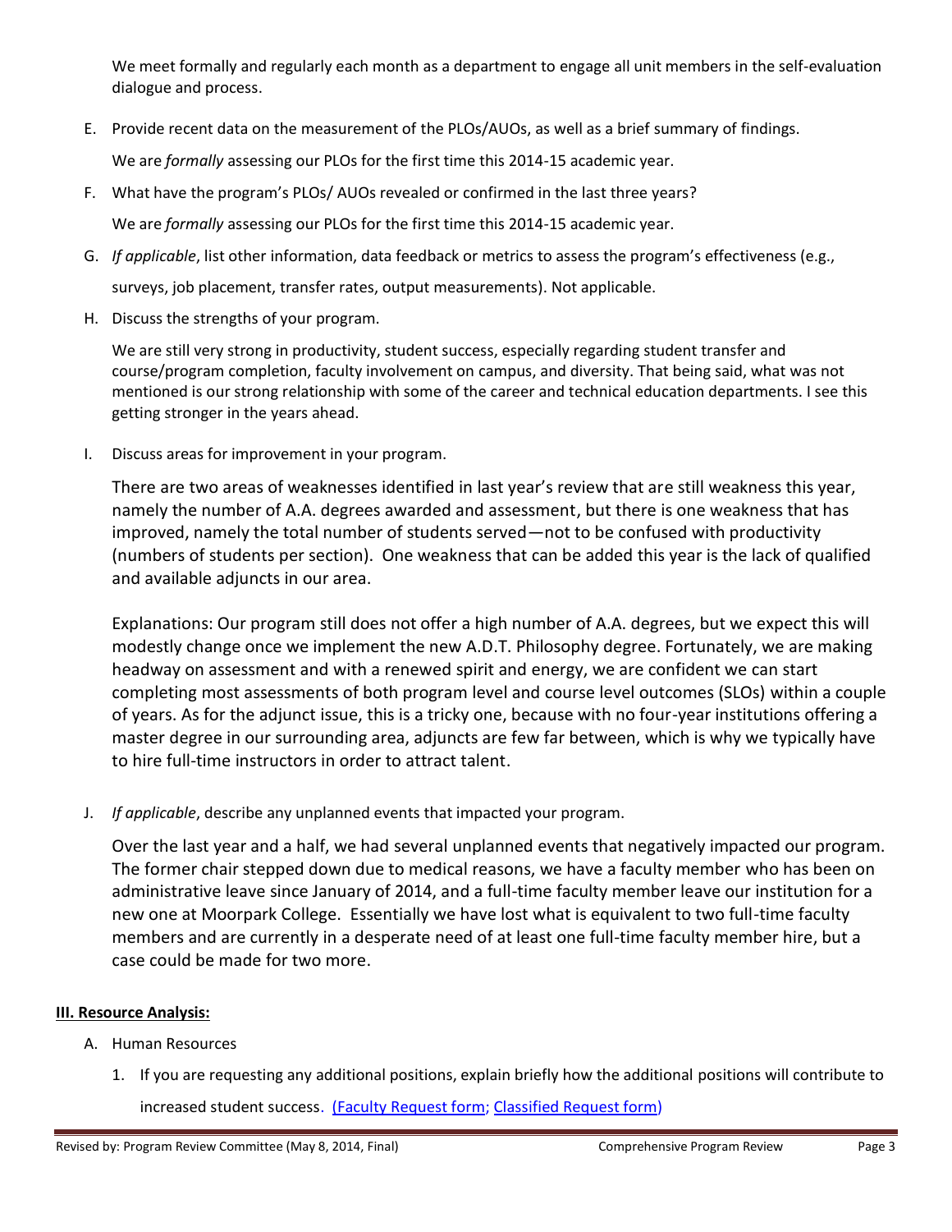We meet formally and regularly each month as a department to engage all unit members in the self-evaluation dialogue and process.

E. Provide recent data on the measurement of the PLOs/AUOs, as well as a brief summary of findings.

   We are *formally* assessing our PLOs for the first time this 2014-15 academic year.

F. What have the program's PLOs/ AUOs revealed or confirmed in the last three years?

   We are *formally* assessing our PLOs for the first time this 2014-15 academic year.

G. *If applicable*, list other information, data feedback or metrics to assess the program's effectiveness (e.g., surveys, job placement, transfer rates, output measurements). Not applicable.

H. Discuss the strengths of your program.

   We are still very strong in productivity, student success, especially regarding student transfer and course/program completion, faculty involvement on campus, and diversity. That being said, what was not mentioned is our strong relationship with some of the career and technical education departments. I see this getting stronger in the years ahead.

I. Discuss areas for improvement in your program.

   There are two areas of weaknesses identified in last year's review that are still weakness this year, namely the number of A.A. degrees awarded and assessment, but there is one weakness that has improved, namely the total number of students served—not to be confused with productivity (numbers of students per section). One weakness that can be added this year is the lack of qualified and available adjuncts in our area.

   Explanations: Our program still does not offer a high number of A.A. degrees, but we expect this will modestly change once we implement the new A.D.T. Philosophy degree. Fortunately, we are making headway on assessment and with a renewed spirit and energy, we are confident we can start completing most assessments of both program level and course level outcomes (SLOs) within a couple of years. As for the adjunct issue, this is a tricky one, because with no four-year institutions offering a master degree in our surrounding area, adjuncts are few far between, which is why we typically have to hire full-time instructors in order to attract talent.

J. *If applicable*, describe any unplanned events that impacted your program.

   Over the last year and a half, we had several unplanned events that negatively impacted our program. The former chair stepped down due to medical reasons, we have a faculty member who has been on administrative leave since January of 2014, and a full-time faculty member leave our institution for a new one at Moorpark College. Essentially we have lost what is equivalent to two full-time faculty members and are currently in a desperate need of at least one full-time faculty member hire, but a case could be made for two more.

**III. Resource Analysis:**

A. Human Resources

   1. If you are requesting any additional positions, explain briefly how the additional positions will contribute to increased student success. (Faculty Request form; Classified Request form)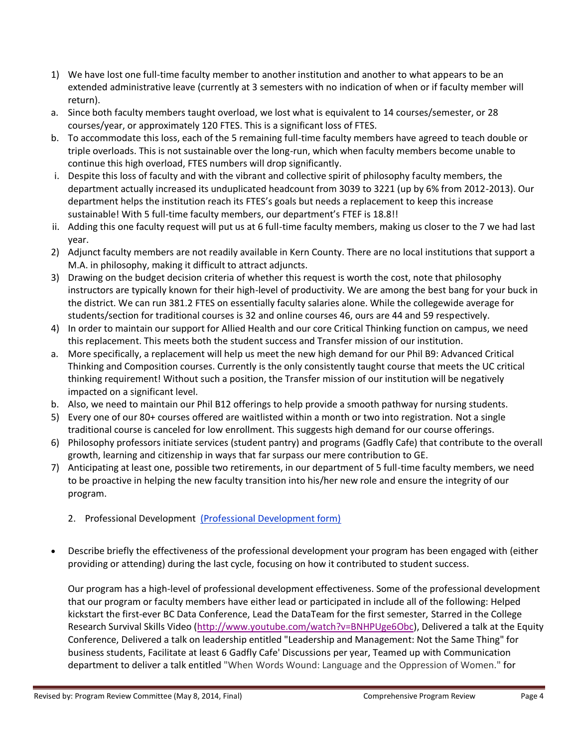1) We have lost one full-time faculty member to another institution and another to what appears to be an extended administrative leave (currently at 3 semesters with no indication of when or if faculty member will return).

a. Since both faculty members taught overload, we lost what is equivalent to 14 courses/semester, or 28 courses/year, or approximately 120 FTES. This is a significant loss of FTES.

b. To accommodate this loss, each of the 5 remaining full-time faculty members have agreed to teach double or triple overloads. This is not sustainable over the long-run, which when faculty members become unable to continue this high overload, FTES numbers will drop significantly.

i. Despite this loss of faculty and with the vibrant and collective spirit of philosophy faculty members, the department actually increased its unduplicated headcount from 3039 to 3221 (up by 6% from 2012-2013). Our department helps the institution reach its FTES's goals but needs a replacement to keep this increase sustainable! With 5 full-time faculty members, our department's FTEF is 18.8!!

ii. Adding this one faculty request will put us at 6 full-time faculty members, making us closer to the 7 we had last year.

2) Adjunct faculty members are not readily available in Kern County. There are no local institutions that support a M.A. in philosophy, making it difficult to attract adjuncts.

3) Drawing on the budget decision criteria of whether this request is worth the cost, note that philosophy instructors are typically known for their high-level of productivity. We are among the best bang for your buck in the district. We can run 381.2 FTES on essentially faculty salaries alone. While the collegewide average for students/section for traditional courses is 32 and online courses 46, ours are 44 and 59 respectively.

4) In order to maintain our support for Allied Health and our core Critical Thinking function on campus, we need this replacement. This meets both the student success and Transfer mission of our institution.

a. More specifically, a replacement will help us meet the new high demand for our Phil B9: Advanced Critical Thinking and Composition courses. Currently is the only consistently taught course that meets the UC critical thinking requirement! Without such a position, the Transfer mission of our institution will be negatively impacted on a significant level.

b. Also, we need to maintain our Phil B12 offerings to help provide a smooth pathway for nursing students.

5) Every one of our 80+ courses offered are waitlisted within a month or two into registration. Not a single traditional course is canceled for low enrollment. This suggests high demand for our course offerings.

6) Philosophy professors initiate services (student pantry) and programs (Gadfly Cafe) that contribute to the overall growth, learning and citizenship in ways that far surpass our mere contribution to GE.

7) Anticipating at least one, possible two retirements, in our department of 5 full-time faculty members, we need to be proactive in helping the new faculty transition into his/her new role and ensure the integrity of our program.

2. Professional Development [(Professional Development form)]

- Describe briefly the effectiveness of the professional development your program has been engaged with (either providing or attending) during the last cycle, focusing on how it contributed to student success.

Our program has a high-level of professional development effectiveness. Some of the professional development that our program or faculty members have either lead or participated in include all of the following: Helped kickstart the first-ever BC Data Conference, Lead the DataTeam for the first semester, Starred in the College Research Survival Skills Video (http://www.youtube.com/watch?v=BNHPUge6Obc), Delivered a talk at the Equity Conference, Delivered a talk on leadership entitled "Leadership and Management: Not the Same Thing" for business students, Facilitate at least 6 Gadfly Cafe' Discussions per year, Teamed up with Communication department to deliver a talk entitled "When Words Wound: Language and the Oppression of Women." for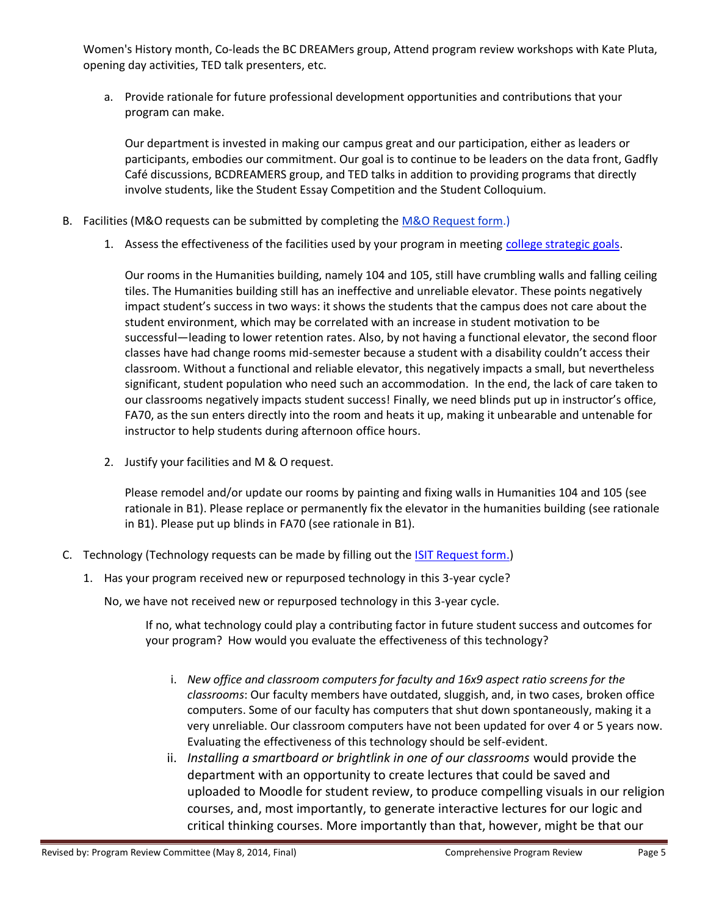Women's History month, Co-leads the BC DREAMers group, Attend program review workshops with Kate Pluta, opening day activities, TED talk presenters, etc.

a. Provide rationale for future professional development opportunities and contributions that your program can make.

   Our department is invested in making our campus great and our participation, either as leaders or participants, embodies our commitment. Our goal is to continue to be leaders on the data front, Gadfly Café discussions, BCDREAMERS group, and TED talks in addition to providing programs that directly involve students, like the Student Essay Competition and the Student Colloquium.

B. Facilities (M&O requests can be submitted by completing the M&O Request form.)

   1. Assess the effectiveness of the facilities used by your program in meeting college strategic goals.

      Our rooms in the Humanities building, namely 104 and 105, still have crumbling walls and falling ceiling tiles. The Humanities building still has an ineffective and unreliable elevator. These points negatively impact student's success in two ways: it shows the students that the campus does not care about the student environment, which may be correlated with an increase in student motivation to be successful—leading to lower retention rates. Also, by not having a functional elevator, the second floor classes have had change rooms mid-semester because a student with a disability couldn't access their classroom. Without a functional and reliable elevator, this negatively impacts a small, but nevertheless significant, student population who need such an accommodation. In the end, the lack of care taken to our classrooms negatively impacts student success! Finally, we need blinds put up in instructor's office, FA70, as the sun enters directly into the room and heats it up, making it unbearable and untenable for instructor to help students during afternoon office hours.

   2. Justify your facilities and M & O request.

      Please remodel and/or update our rooms by painting and fixing walls in Humanities 104 and 105 (see rationale in B1). Please replace or permanently fix the elevator in the humanities building (see rationale in B1). Please put up blinds in FA70 (see rationale in B1).

C. Technology (Technology requests can be made by filling out the ISIT Request form.)

   1. Has your program received new or repurposed technology in this 3-year cycle?

      No, we have not received new or repurposed technology in this 3-year cycle.

      If no, what technology could play a contributing factor in future student success and outcomes for your program? How would you evaluate the effectiveness of this technology?

      i. *New office and classroom computers for faculty and 16x9 aspect ratio screens for the classrooms*: Our faculty members have outdated, sluggish, and, in two cases, broken office computers. Some of our faculty has computers that shut down spontaneously, making it a very unreliable. Our classroom computers have not been updated for over 4 or 5 years now. Evaluating the effectiveness of this technology should be self-evident.
      ii. *Installing a smartboard or brightlink in one of our classrooms* would provide the department with an opportunity to create lectures that could be saved and uploaded to Moodle for student review, to produce compelling visuals in our religion courses, and, most importantly, to generate interactive lectures for our logic and critical thinking courses. More importantly than that, however, might be that our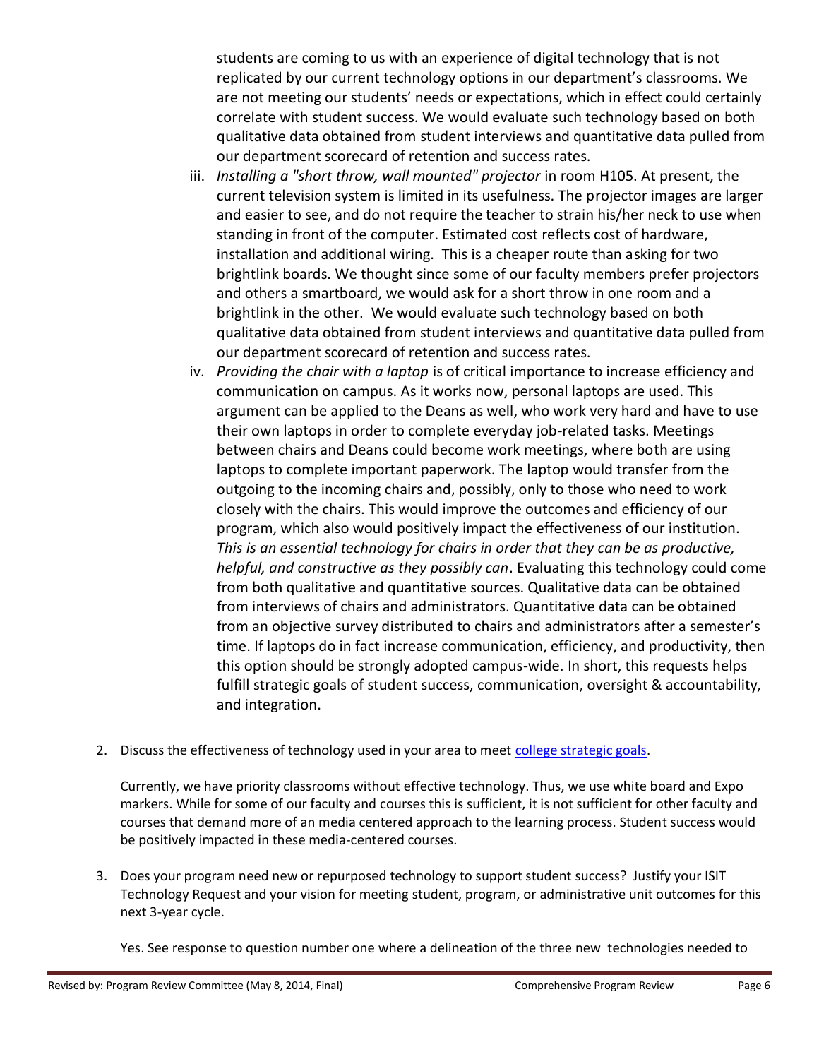students are coming to us with an experience of digital technology that is not replicated by our current technology options in our department's classrooms. We are not meeting our students' needs or expectations, which in effect could certainly correlate with student success. We would evaluate such technology based on both qualitative data obtained from student interviews and quantitative data pulled from our department scorecard of retention and success rates.

iii. *Installing a "short throw, wall mounted" projector* in room H105. At present, the current television system is limited in its usefulness. The projector images are larger and easier to see, and do not require the teacher to strain his/her neck to use when standing in front of the computer. Estimated cost reflects cost of hardware, installation and additional wiring. This is a cheaper route than asking for two brightlink boards. We thought since some of our faculty members prefer projectors and others a smartboard, we would ask for a short throw in one room and a brightlink in the other. We would evaluate such technology based on both qualitative data obtained from student interviews and quantitative data pulled from our department scorecard of retention and success rates.

iv. *Providing the chair with a laptop* is of critical importance to increase efficiency and communication on campus. As it works now, personal laptops are used. This argument can be applied to the Deans as well, who work very hard and have to use their own laptops in order to complete everyday job-related tasks. Meetings between chairs and Deans could become work meetings, where both are using laptops to complete important paperwork. The laptop would transfer from the outgoing to the incoming chairs and, possibly, only to those who need to work closely with the chairs. This would improve the outcomes and efficiency of our program, which also would positively impact the effectiveness of our institution. *This is an essential technology for chairs in order that they can be as productive, helpful, and constructive as they possibly can*. Evaluating this technology could come from both qualitative and quantitative sources. Qualitative data can be obtained from interviews of chairs and administrators. Quantitative data can be obtained from an objective survey distributed to chairs and administrators after a semester's time. If laptops do in fact increase communication, efficiency, and productivity, then this option should be strongly adopted campus-wide. In short, this requests helps fulfill strategic goals of student success, communication, oversight & accountability, and integration.

2. Discuss the effectiveness of technology used in your area to meet college strategic goals.

   Currently, we have priority classrooms without effective technology. Thus, we use white board and Expo markers. While for some of our faculty and courses this is sufficient, it is not sufficient for other faculty and courses that demand more of an media centered approach to the learning process. Student success would be positively impacted in these media-centered courses.

3. Does your program need new or repurposed technology to support student success? Justify your ISIT Technology Request and your vision for meeting student, program, or administrative unit outcomes for this next 3-year cycle.

   Yes. See response to question number one where a delineation of the three new technologies needed to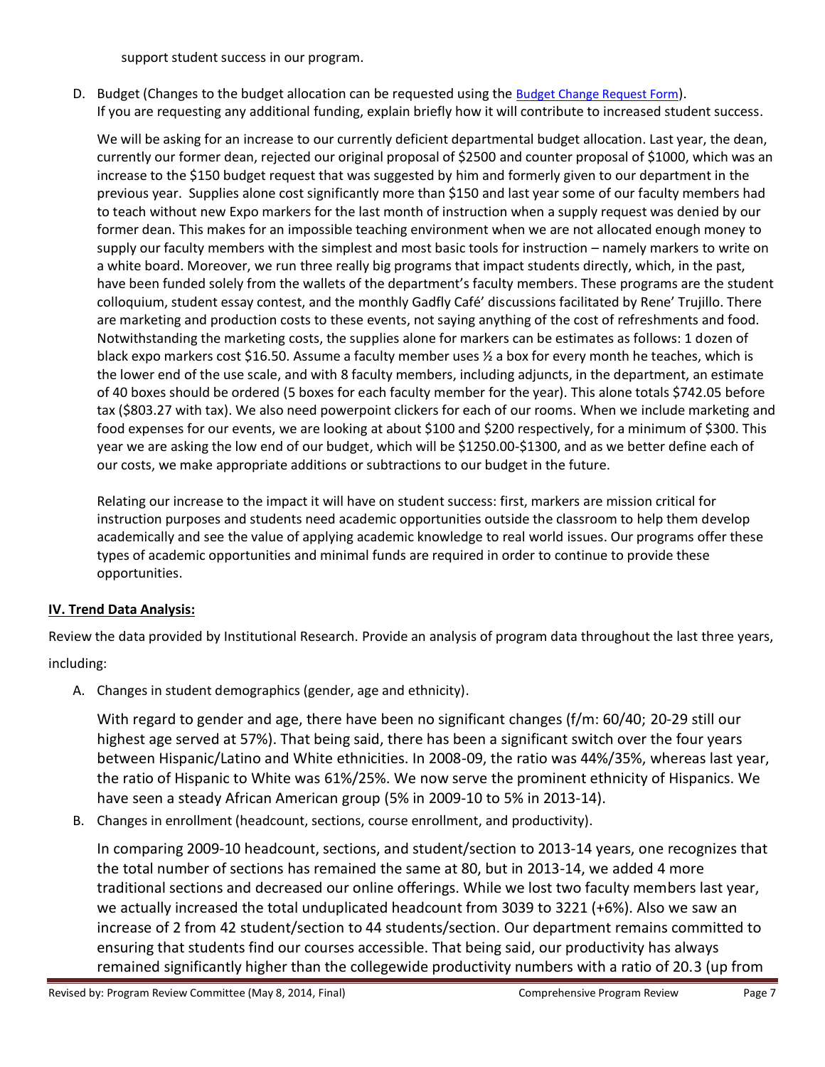support student success in our program.

D. Budget (Changes to the budget allocation can be requested using the [Budget Change Request Form](Budget Change Request Form)). If you are requesting any additional funding, explain briefly how it will contribute to increased student success.

   We will be asking for an increase to our currently deficient departmental budget allocation. Last year, the dean, currently our former dean, rejected our original proposal of $2500 and counter proposal of $1000, which was an increase to the $150 budget request that was suggested by him and formerly given to our department in the previous year. Supplies alone cost significantly more than $150 and last year some of our faculty members had to teach without new Expo markers for the last month of instruction when a supply request was denied by our former dean. This makes for an impossible teaching environment when we are not allocated enough money to supply our faculty members with the simplest and most basic tools for instruction – namely markers to write on a white board. Moreover, we run three really big programs that impact students directly, which, in the past, have been funded solely from the wallets of the department's faculty members. These programs are the student colloquium, student essay contest, and the monthly Gadfly Café' discussions facilitated by Rene' Trujillo. There are marketing and production costs to these events, not saying anything of the cost of refreshments and food. Notwithstanding the marketing costs, the supplies alone for markers can be estimates as follows: 1 dozen of black expo markers cost $16.50. Assume a faculty member uses ½ a box for every month he teaches, which is the lower end of the use scale, and with 8 faculty members, including adjuncts, in the department, an estimate of 40 boxes should be ordered (5 boxes for each faculty member for the year). This alone totals $742.05 before tax ($803.27 with tax). We also need powerpoint clickers for each of our rooms. When we include marketing and food expenses for our events, we are looking at about $100 and $200 respectively, for a minimum of $300. This year we are asking the low end of our budget, which will be $1250.00-$1300, and as we better define each of our costs, we make appropriate additions or subtractions to our budget in the future.

   Relating our increase to the impact it will have on student success: first, markers are mission critical for instruction purposes and students need academic opportunities outside the classroom to help them develop academically and see the value of applying academic knowledge to real world issues. Our programs offer these types of academic opportunities and minimal funds are required in order to continue to provide these opportunities.

## IV. Trend Data Analysis:

Review the data provided by Institutional Research. Provide an analysis of program data throughout the last three years, including:

A. Changes in student demographics (gender, age and ethnicity).

   With regard to gender and age, there have been no significant changes (f/m: 60/40; 20-29 still our highest age served at 57%). That being said, there has been a significant switch over the four years between Hispanic/Latino and White ethnicities. In 2008-09, the ratio was 44%/35%, whereas last year, the ratio of Hispanic to White was 61%/25%. We now serve the prominent ethnicity of Hispanics. We have seen a steady African American group (5% in 2009-10 to 5% in 2013-14).

B. Changes in enrollment (headcount, sections, course enrollment, and productivity).

   In comparing 2009-10 headcount, sections, and student/section to 2013-14 years, one recognizes that the total number of sections has remained the same at 80, but in 2013-14, we added 4 more traditional sections and decreased our online offerings. While we lost two faculty members last year, we actually increased the total unduplicated headcount from 3039 to 3221 (+6%). Also we saw an increase of 2 from 42 student/section to 44 students/section. Our department remains committed to ensuring that students find our courses accessible. That being said, our productivity has always remained significantly higher than the collegewide productivity numbers with a ratio of 20.3 (up from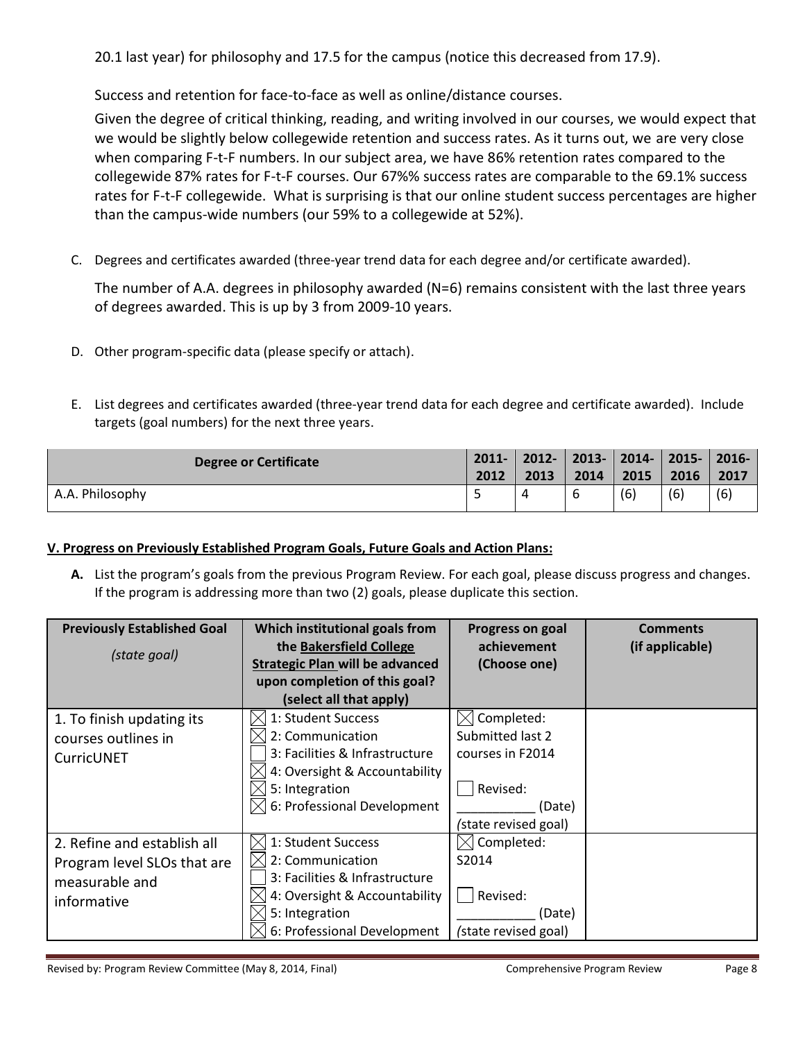20.1 last year) for philosophy and 17.5 for the campus (notice this decreased from 17.9).

Success and retention for face-to-face as well as online/distance courses.

Given the degree of critical thinking, reading, and writing involved in our courses, we would expect that we would be slightly below collegewide retention and success rates. As it turns out, we are very close when comparing F-t-F numbers. In our subject area, we have 86% retention rates compared to the collegewide 87% rates for F-t-F courses. Our 67%% success rates are comparable to the 69.1% success rates for F-t-F collegewide. What is surprising is that our online student success percentages are higher than the campus-wide numbers (our 59% to a collegewide at 52%).

C. Degrees and certificates awarded (three-year trend data for each degree and/or certificate awarded).

The number of A.A. degrees in philosophy awarded (N=6) remains consistent with the last three years of degrees awarded. This is up by 3 from 2009-10 years.

D. Other program-specific data (please specify or attach).

E. List degrees and certificates awarded (three-year trend data for each degree and certificate awarded). Include targets (goal numbers) for the next three years.

| Degree or Certificate | 2011-2012 | 2012-2013 | 2013-2014 | 2014-2015 | 2015-2016 | 2016-2017 |
|---|---|---|---|---|---|---|
| A.A. Philosophy | 5 | 4 | 6 | (6) | (6) | (6) |

**V. Progress on Previously Established Program Goals, Future Goals and Action Plans:**

**A.** List the program's goals from the previous Program Review. For each goal, please discuss progress and changes. If the program is addressing more than two (2) goals, please duplicate this section.

| Previously Established Goal *(state goal)* | Which institutional goals from the Bakersfield College Strategic Plan will be advanced upon completion of this goal? (select all that apply) | Progress on goal achievement (Choose one) | Comments (if applicable) |
|---|---|---|---|
| 1. To finish updating its courses outlines in CurricUNET | ☒ 1: Student Success<br>☒ 2: Communication<br>☐ 3: Facilities & Infrastructure<br>☒ 4: Oversight & Accountability<br>☒ 5: Integration<br>☒ 6: Professional Development | ☒ Completed: Submitted last 2 courses in F2014<br><br>☐ Revised: ___________ (Date) *(state revised goal)* | |
| 2. Refine and establish all Program level SLOs that are measurable and informative | ☒ 1: Student Success<br>☒ 2: Communication<br>☐ 3: Facilities & Infrastructure<br>☒ 4: Oversight & Accountability<br>☒ 5: Integration<br>☒ 6: Professional Development | ☒ Completed: S2014<br><br>☐ Revised: ___________ (Date) *(state revised goal)* | |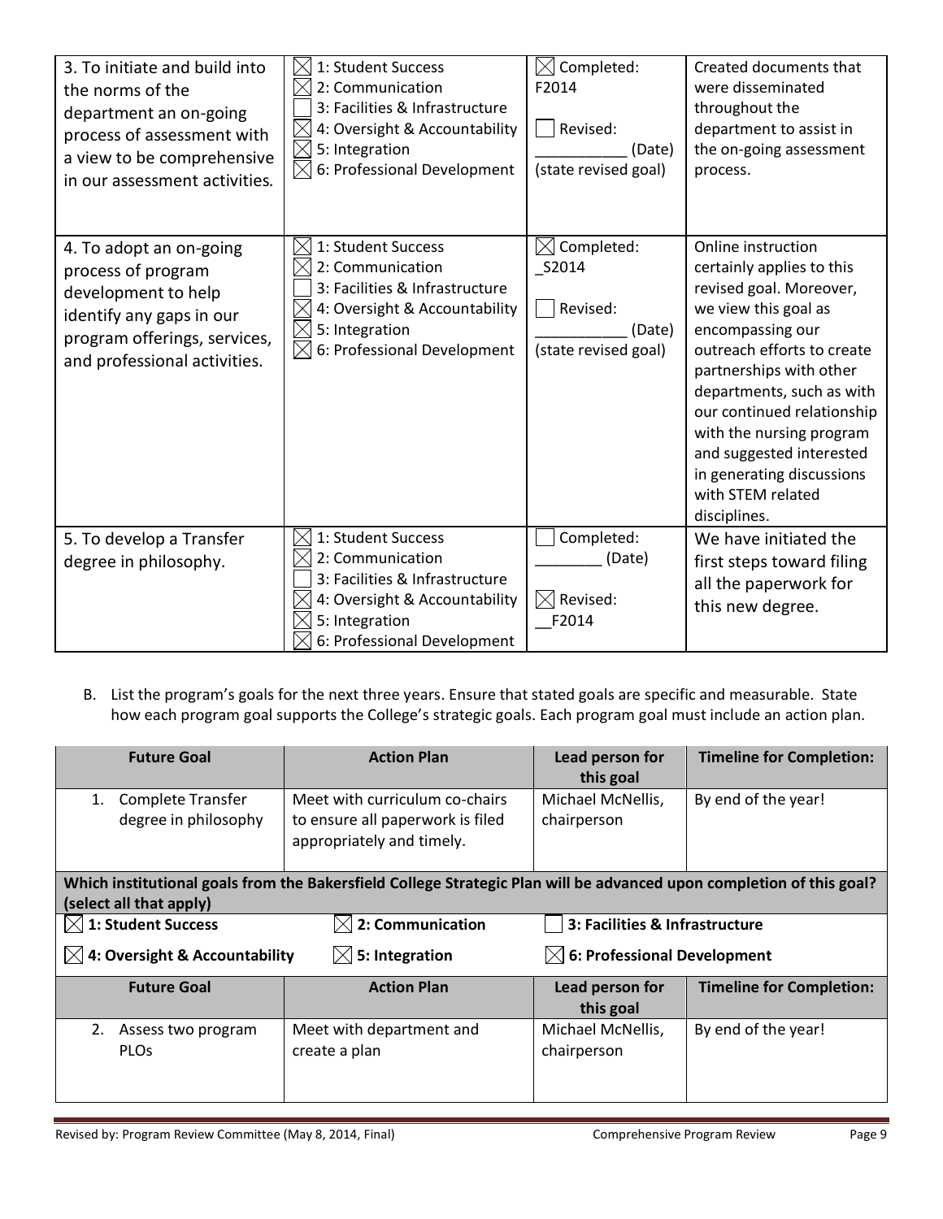| | | | |
|---|---|---|---|
| 3. To initiate and build into the norms of the department an on-going process of assessment with a view to be comprehensive in our assessment activities. | ☒ 1: Student Success<br>☒ 2: Communication<br>☐ 3: Facilities & Infrastructure<br>☒ 4: Oversight & Accountability<br>☒ 5: Integration<br>☒ 6: Professional Development | ☒ Completed: F2014<br><br>☐ Revised: ___________ (Date)<br>(state revised goal) | Created documents that were disseminated throughout the department to assist in the on-going assessment process. |
| 4. To adopt an on-going process of program development to help identify any gaps in our program offerings, services, and professional activities. | ☒ 1: Student Success<br>☒ 2: Communication<br>☐ 3: Facilities & Infrastructure<br>☒ 4: Oversight & Accountability<br>☒ 5: Integration<br>☒ 6: Professional Development | ☒ Completed: _S2014<br><br>☐ Revised: ___________ (Date)<br>(state revised goal) | Online instruction certainly applies to this revised goal. Moreover, we view this goal as encompassing our outreach efforts to create partnerships with other departments, such as with our continued relationship with the nursing program and suggested interested in generating discussions with STEM related disciplines. |
| 5. To develop a Transfer degree in philosophy. | ☒ 1: Student Success<br>☒ 2: Communication<br>☐ 3: Facilities & Infrastructure<br>☒ 4: Oversight & Accountability<br>☒ 5: Integration<br>☒ 6: Professional Development | ☐ Completed: ________ (Date)<br><br>☒ Revised: __F2014 | We have initiated the first steps toward filing all the paperwork for this new degree. |

B. List the program's goals for the next three years. Ensure that stated goals are specific and measurable. State how each program goal supports the College's strategic goals. Each program goal must include an action plan.

| Future Goal | Action Plan | Lead person for this goal | Timeline for Completion: |
|---|---|---|---|
| 1. Complete Transfer degree in philosophy | Meet with curriculum co-chairs to ensure all paperwork is filed appropriately and timely. | Michael McNellis, chairperson | By end of the year! |

**Which institutional goals from the Bakersfield College Strategic Plan will be advanced upon completion of this goal? (select all that apply)**

☒ **1: Student Success** ☒ **2: Communication** ☐ **3: Facilities & Infrastructure**

☒ **4: Oversight & Accountability** ☒ **5: Integration** ☒ **6: Professional Development**

| Future Goal | Action Plan | Lead person for this goal | Timeline for Completion: |
|---|---|---|---|
| 2. Assess two program PLOs | Meet with department and create a plan | Michael McNellis, chairperson | By end of the year! |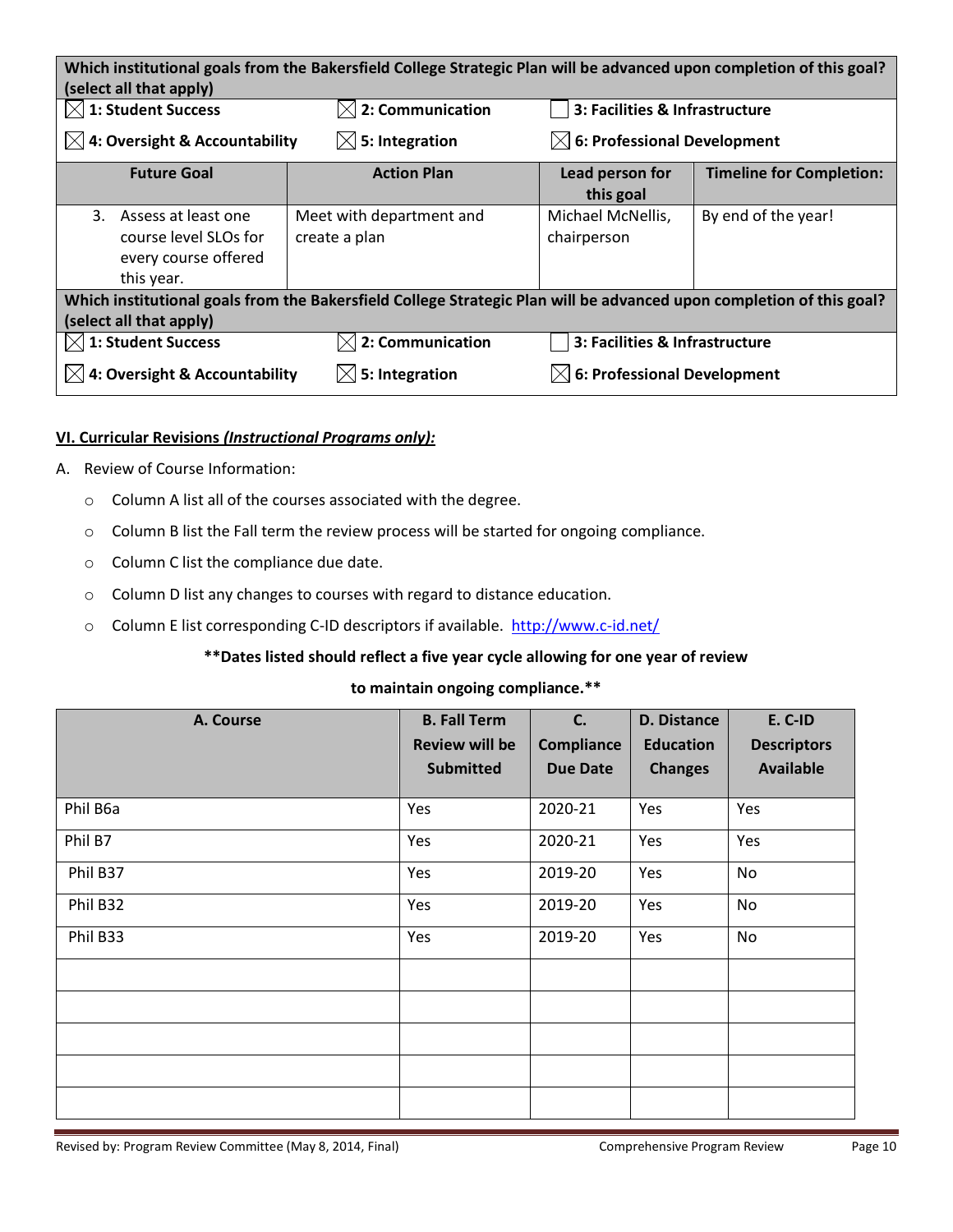| Which institutional goals from the Bakersfield College Strategic Plan will be advanced upon completion of this goal? (select all that apply) | | | |
|---|---|---|---|
| ☒ 1: Student Success | ☒ 2: Communication | ☐ 3: Facilities & Infrastructure | |
| ☒ 4: Oversight & Accountability | ☒ 5: Integration | ☒ 6: Professional Development | |
| **Future Goal** | **Action Plan** | **Lead person for this goal** | **Timeline for Completion:** |
| 3. Assess at least one course level SLOs for every course offered this year. | Meet with department and create a plan | Michael McNellis, chairperson | By end of the year! |
| **Which institutional goals from the Bakersfield College Strategic Plan will be advanced upon completion of this goal? (select all that apply)** | | | |
| ☒ 1: Student Success | ☒ 2: Communication | ☐ 3: Facilities & Infrastructure | |
| ☒ 4: Oversight & Accountability | ☒ 5: Integration | ☒ 6: Professional Development | |

## VI. Curricular Revisions *(Instructional Programs only)*:

A. Review of Course Information:

- Column A list all of the courses associated with the degree.
- Column B list the Fall term the review process will be started for ongoing compliance.
- Column C list the compliance due date.
- Column D list any changes to courses with regard to distance education.
- Column E list corresponding C-ID descriptors if available. http://www.c-id.net/

**\*\*Dates listed should reflect a five year cycle allowing for one year of review to maintain ongoing compliance.\*\***

| A. Course | B. Fall Term Review will be Submitted | C. Compliance Due Date | D. Distance Education Changes | E. C-ID Descriptors Available |
|---|---|---|---|---|
| Phil B6a | Yes | 2020-21 | Yes | Yes |
| Phil B7 | Yes | 2020-21 | Yes | Yes |
| Phil B37 | Yes | 2019-20 | Yes | No |
| Phil B32 | Yes | 2019-20 | Yes | No |
| Phil B33 | Yes | 2019-20 | Yes | No |
| | | | | |
| | | | | |
| | | | | |
| | | | | |
| | | | | |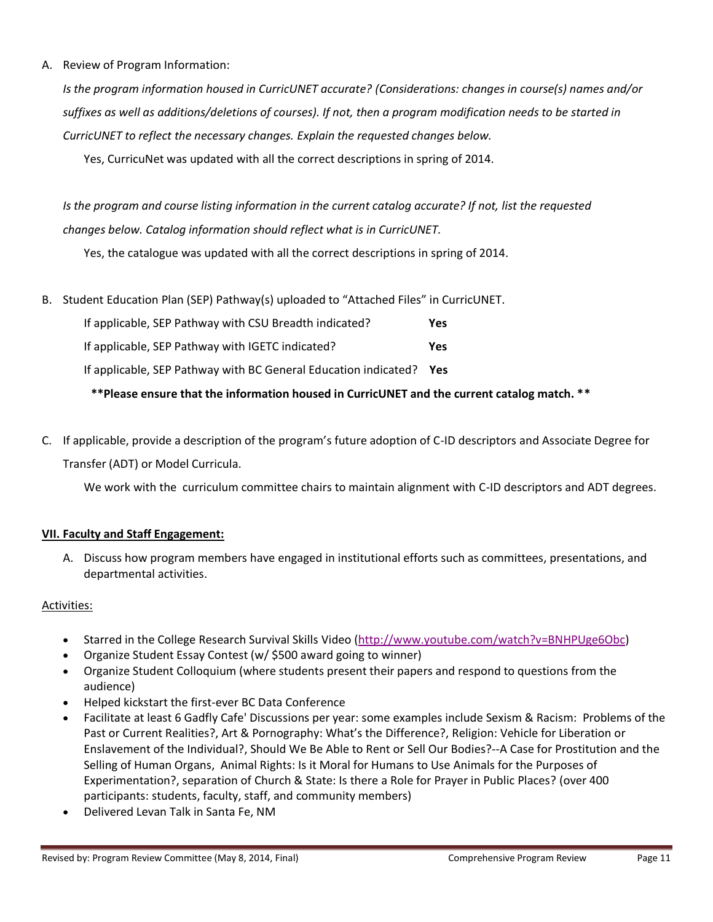A. Review of Program Information:

*Is the program information housed in CurricUNET accurate? (Considerations: changes in course(s) names and/or suffixes as well as additions/deletions of courses). If not, then a program modification needs to be started in CurricUNET to reflect the necessary changes. Explain the requested changes below.*

Yes, CurricuNet was updated with all the correct descriptions in spring of 2014.

*Is the program and course listing information in the current catalog accurate? If not, list the requested changes below. Catalog information should reflect what is in CurricUNET.*

Yes, the catalogue was updated with all the correct descriptions in spring of 2014.

B. Student Education Plan (SEP) Pathway(s) uploaded to "Attached Files" in CurricUNET.

If applicable, SEP Pathway with CSU Breadth indicated? **Yes**

If applicable, SEP Pathway with IGETC indicated? **Yes**

If applicable, SEP Pathway with BC General Education indicated? **Yes**

**\*\*Please ensure that the information housed in CurricUNET and the current catalog match. \*\***

C. If applicable, provide a description of the program's future adoption of C-ID descriptors and Associate Degree for Transfer (ADT) or Model Curricula.

We work with the curriculum committee chairs to maintain alignment with C-ID descriptors and ADT degrees.

## VII. Faculty and Staff Engagement:

A. Discuss how program members have engaged in institutional efforts such as committees, presentations, and departmental activities.

Activities:

- Starred in the College Research Survival Skills Video (http://www.youtube.com/watch?v=BNHPUge6Obc)
- Organize Student Essay Contest (w/ $500 award going to winner)
- Organize Student Colloquium (where students present their papers and respond to questions from the audience)
- Helped kickstart the first-ever BC Data Conference
- Facilitate at least 6 Gadfly Cafe' Discussions per year: some examples include Sexism & Racism: Problems of the Past or Current Realities?, Art & Pornography: What's the Difference?, Religion: Vehicle for Liberation or Enslavement of the Individual?, Should We Be Able to Rent or Sell Our Bodies?--A Case for Prostitution and the Selling of Human Organs, Animal Rights: Is it Moral for Humans to Use Animals for the Purposes of Experimentation?, separation of Church & State: Is there a Role for Prayer in Public Places? (over 400 participants: students, faculty, staff, and community members)
- Delivered Levan Talk in Santa Fe, NM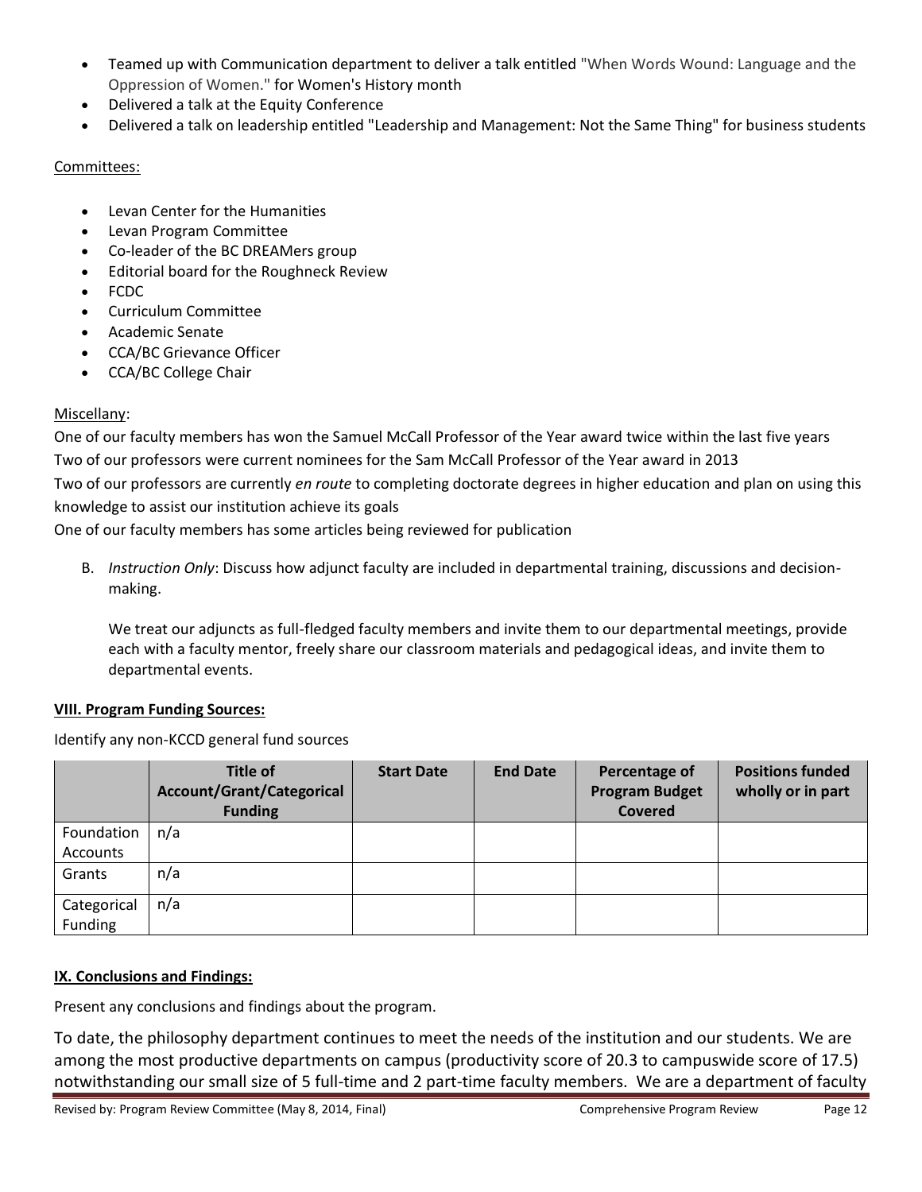- Teamed up with Communication department to deliver a talk entitled "When Words Wound: Language and the Oppression of Women." for Women's History month
- Delivered a talk at the Equity Conference
- Delivered a talk on leadership entitled "Leadership and Management: Not the Same Thing" for business students

Committees:

- Levan Center for the Humanities
- Levan Program Committee
- Co-leader of the BC DREAMers group
- Editorial board for the Roughneck Review
- FCDC
- Curriculum Committee
- Academic Senate
- CCA/BC Grievance Officer
- CCA/BC College Chair

Miscellany:

One of our faculty members has won the Samuel McCall Professor of the Year award twice within the last five years
Two of our professors were current nominees for the Sam McCall Professor of the Year award in 2013
Two of our professors are currently *en route* to completing doctorate degrees in higher education and plan on using this knowledge to assist our institution achieve its goals
One of our faculty members has some articles being reviewed for publication

B. *Instruction Only*: Discuss how adjunct faculty are included in departmental training, discussions and decision-making.

   We treat our adjuncts as full-fledged faculty members and invite them to our departmental meetings, provide each with a faculty mentor, freely share our classroom materials and pedagogical ideas, and invite them to departmental events.

**VIII. Program Funding Sources:**

Identify any non-KCCD general fund sources

| | Title of Account/Grant/Categorical Funding | Start Date | End Date | Percentage of Program Budget Covered | Positions funded wholly or in part |
|---|---|---|---|---|---|
| Foundation Accounts | n/a | | | | |
| Grants | n/a | | | | |
| Categorical Funding | n/a | | | | |

**IX. Conclusions and Findings:**

Present any conclusions and findings about the program.

To date, the philosophy department continues to meet the needs of the institution and our students. We are among the most productive departments on campus (productivity score of 20.3 to campuswide score of 17.5) notwithstanding our small size of 5 full-time and 2 part-time faculty members. We are a department of faculty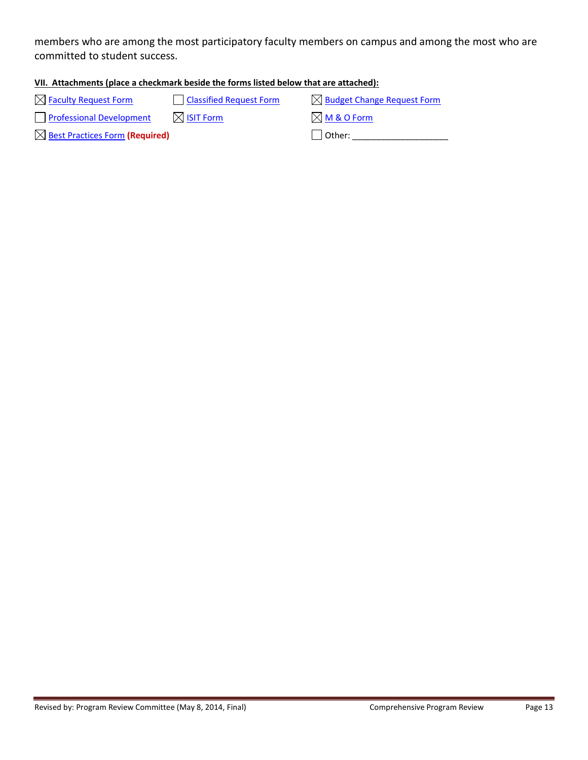members who are among the most participatory faculty members on campus and among the most who are committed to student success.

**VII. Attachments (place a checkmark beside the forms listed below that are attached):**

☒ Faculty Request Form ☐ Classified Request Form ☒ Budget Change Request Form

☐ Professional Development ☒ ISIT Form ☒ M & O Form

☒ Best Practices Form **(Required)** ☐ Other: ____________________